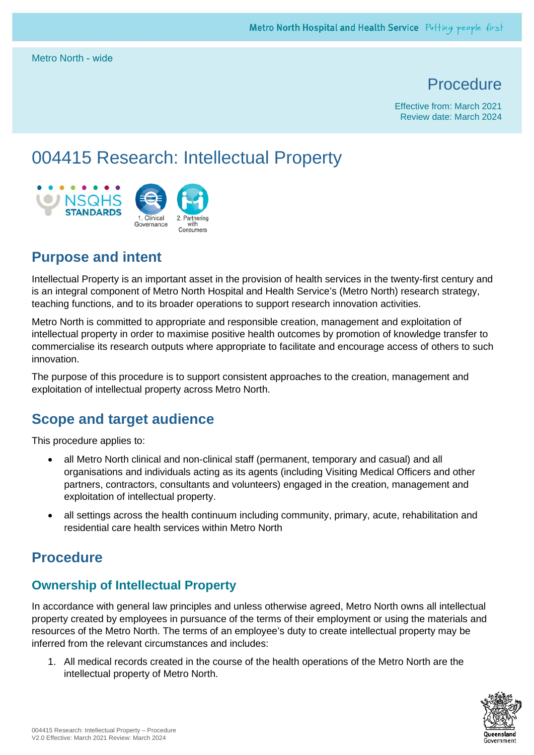Metro North - wide

Procedure

Effective from: March 2021
Review date: March 2024

# 004415 Research: Intellectual Property

NSQHS STANDARDS — 1. Clinical Governance; 2. Partnering with Consumers

## Purpose and intent

Intellectual Property is an important asset in the provision of health services in the twenty-first century and is an integral component of Metro North Hospital and Health Service's (Metro North) research strategy, teaching functions, and to its broader operations to support research innovation activities.

Metro North is committed to appropriate and responsible creation, management and exploitation of intellectual property in order to maximise positive health outcomes by promotion of knowledge transfer to commercialise its research outputs where appropriate to facilitate and encourage access of others to such innovation.

The purpose of this procedure is to support consistent approaches to the creation, management and exploitation of intellectual property across Metro North.

## Scope and target audience

This procedure applies to:

- all Metro North clinical and non-clinical staff (permanent, temporary and casual) and all organisations and individuals acting as its agents (including Visiting Medical Officers and other partners, contractors, consultants and volunteers) engaged in the creation, management and exploitation of intellectual property.
- all settings across the health continuum including community, primary, acute, rehabilitation and residential care health services within Metro North

## Procedure

### Ownership of Intellectual Property

In accordance with general law principles and unless otherwise agreed, Metro North owns all intellectual property created by employees in pursuance of the terms of their employment or using the materials and resources of the Metro North. The terms of an employee's duty to create intellectual property may be inferred from the relevant circumstances and includes:

1. All medical records created in the course of the health operations of the Metro North are the intellectual property of Metro North.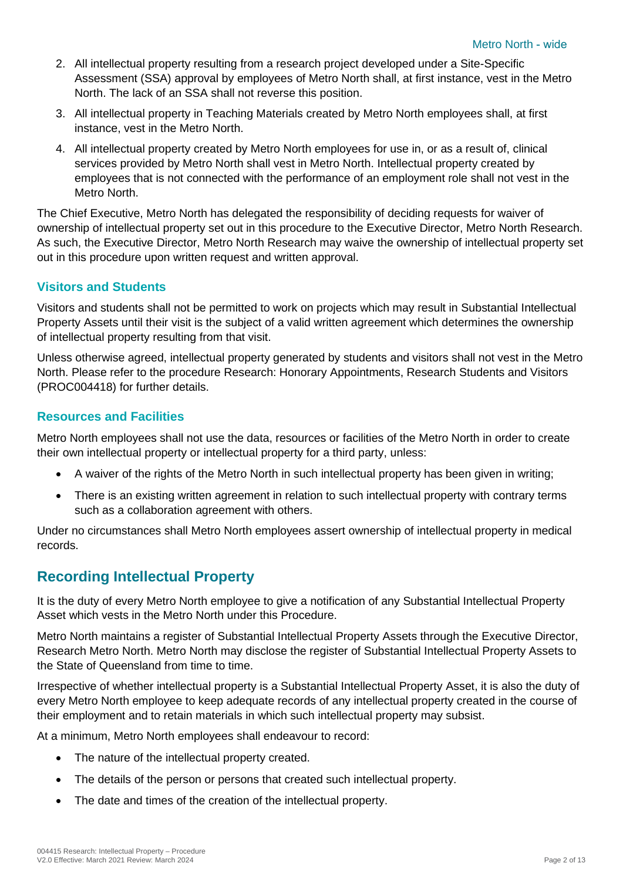2. All intellectual property resulting from a research project developed under a Site-Specific Assessment (SSA) approval by employees of Metro North shall, at first instance, vest in the Metro North. The lack of an SSA shall not reverse this position.
3. All intellectual property in Teaching Materials created by Metro North employees shall, at first instance, vest in the Metro North.
4. All intellectual property created by Metro North employees for use in, or as a result of, clinical services provided by Metro North shall vest in Metro North. Intellectual property created by employees that is not connected with the performance of an employment role shall not vest in the Metro North.

The Chief Executive, Metro North has delegated the responsibility of deciding requests for waiver of ownership of intellectual property set out in this procedure to the Executive Director, Metro North Research. As such, the Executive Director, Metro North Research may waive the ownership of intellectual property set out in this procedure upon written request and written approval.

### Visitors and Students

Visitors and students shall not be permitted to work on projects which may result in Substantial Intellectual Property Assets until their visit is the subject of a valid written agreement which determines the ownership of intellectual property resulting from that visit.

Unless otherwise agreed, intellectual property generated by students and visitors shall not vest in the Metro North. Please refer to the procedure Research: Honorary Appointments, Research Students and Visitors (PROC004418) for further details.

### Resources and Facilities

Metro North employees shall not use the data, resources or facilities of the Metro North in order to create their own intellectual property or intellectual property for a third party, unless:

- A waiver of the rights of the Metro North in such intellectual property has been given in writing;
- There is an existing written agreement in relation to such intellectual property with contrary terms such as a collaboration agreement with others.

Under no circumstances shall Metro North employees assert ownership of intellectual property in medical records.

## Recording Intellectual Property

It is the duty of every Metro North employee to give a notification of any Substantial Intellectual Property Asset which vests in the Metro North under this Procedure.

Metro North maintains a register of Substantial Intellectual Property Assets through the Executive Director, Research Metro North. Metro North may disclose the register of Substantial Intellectual Property Assets to the State of Queensland from time to time.

Irrespective of whether intellectual property is a Substantial Intellectual Property Asset, it is also the duty of every Metro North employee to keep adequate records of any intellectual property created in the course of their employment and to retain materials in which such intellectual property may subsist.

At a minimum, Metro North employees shall endeavour to record:

- The nature of the intellectual property created.
- The details of the person or persons that created such intellectual property.
- The date and times of the creation of the intellectual property.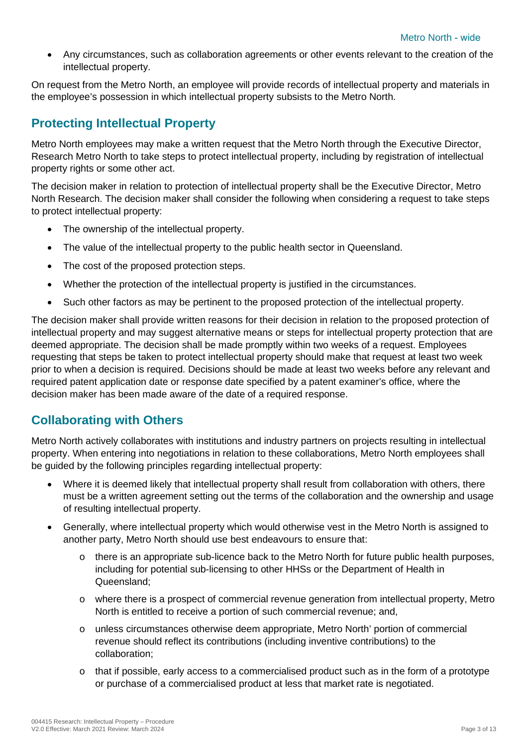- Any circumstances, such as collaboration agreements or other events relevant to the creation of the intellectual property.

On request from the Metro North, an employee will provide records of intellectual property and materials in the employee's possession in which intellectual property subsists to the Metro North.

## Protecting Intellectual Property

Metro North employees may make a written request that the Metro North through the Executive Director, Research Metro North to take steps to protect intellectual property, including by registration of intellectual property rights or some other act.

The decision maker in relation to protection of intellectual property shall be the Executive Director, Metro North Research. The decision maker shall consider the following when considering a request to take steps to protect intellectual property:

- The ownership of the intellectual property.
- The value of the intellectual property to the public health sector in Queensland.
- The cost of the proposed protection steps.
- Whether the protection of the intellectual property is justified in the circumstances.
- Such other factors as may be pertinent to the proposed protection of the intellectual property.

The decision maker shall provide written reasons for their decision in relation to the proposed protection of intellectual property and may suggest alternative means or steps for intellectual property protection that are deemed appropriate. The decision shall be made promptly within two weeks of a request. Employees requesting that steps be taken to protect intellectual property should make that request at least two week prior to when a decision is required. Decisions should be made at least two weeks before any relevant and required patent application date or response date specified by a patent examiner's office, where the decision maker has been made aware of the date of a required response.

## Collaborating with Others

Metro North actively collaborates with institutions and industry partners on projects resulting in intellectual property. When entering into negotiations in relation to these collaborations, Metro North employees shall be guided by the following principles regarding intellectual property:

- Where it is deemed likely that intellectual property shall result from collaboration with others, there must be a written agreement setting out the terms of the collaboration and the ownership and usage of resulting intellectual property.
- Generally, where intellectual property which would otherwise vest in the Metro North is assigned to another party, Metro North should use best endeavours to ensure that:
  - there is an appropriate sub-licence back to the Metro North for future public health purposes, including for potential sub-licensing to other HHSs or the Department of Health in Queensland;
  - where there is a prospect of commercial revenue generation from intellectual property, Metro North is entitled to receive a portion of such commercial revenue; and,
  - unless circumstances otherwise deem appropriate, Metro North' portion of commercial revenue should reflect its contributions (including inventive contributions) to the collaboration;
  - that if possible, early access to a commercialised product such as in the form of a prototype or purchase of a commercialised product at less that market rate is negotiated.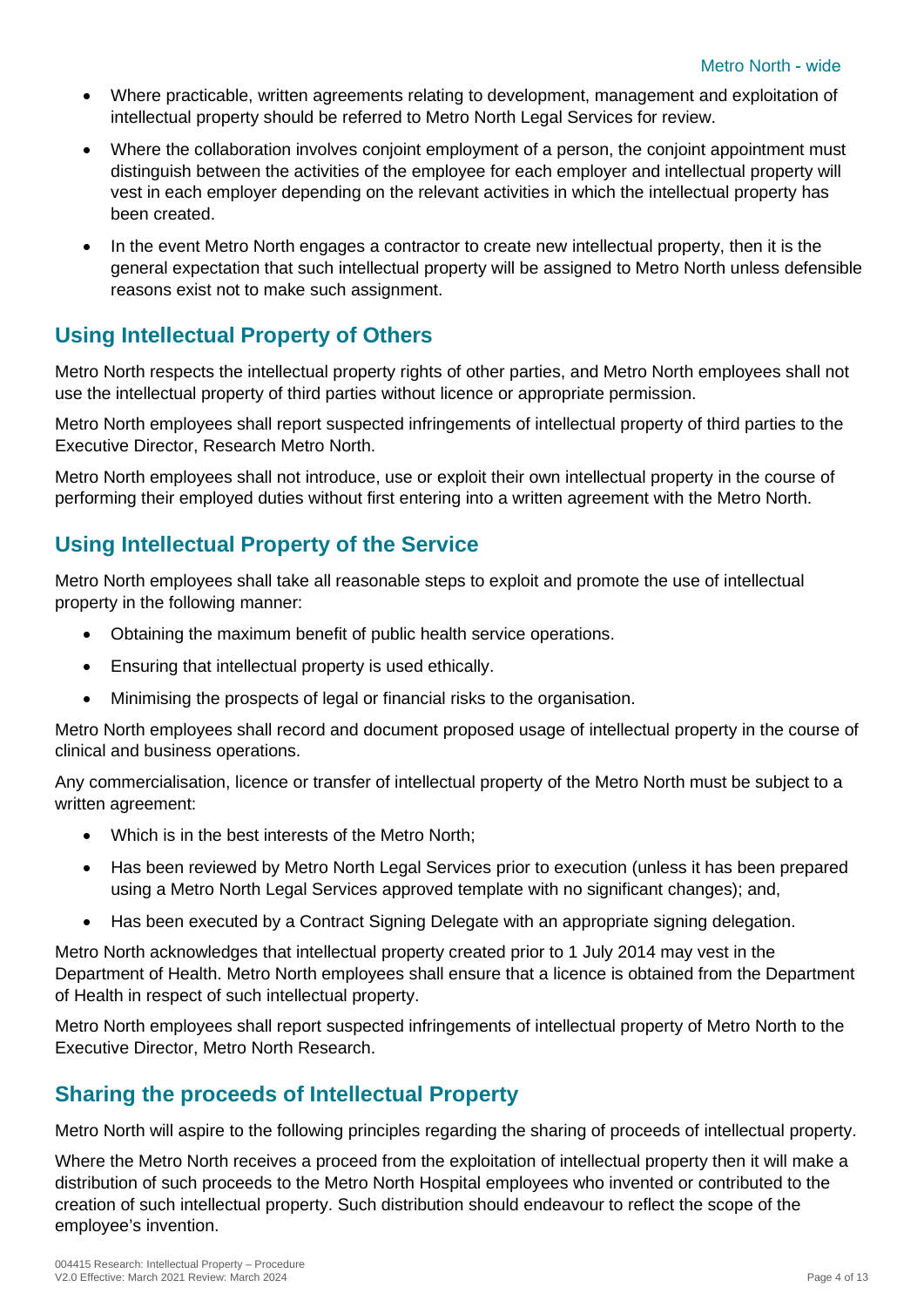- Where practicable, written agreements relating to development, management and exploitation of intellectual property should be referred to Metro North Legal Services for review.
- Where the collaboration involves conjoint employment of a person, the conjoint appointment must distinguish between the activities of the employee for each employer and intellectual property will vest in each employer depending on the relevant activities in which the intellectual property has been created.
- In the event Metro North engages a contractor to create new intellectual property, then it is the general expectation that such intellectual property will be assigned to Metro North unless defensible reasons exist not to make such assignment.

## Using Intellectual Property of Others

Metro North respects the intellectual property rights of other parties, and Metro North employees shall not use the intellectual property of third parties without licence or appropriate permission.

Metro North employees shall report suspected infringements of intellectual property of third parties to the Executive Director, Research Metro North.

Metro North employees shall not introduce, use or exploit their own intellectual property in the course of performing their employed duties without first entering into a written agreement with the Metro North.

## Using Intellectual Property of the Service

Metro North employees shall take all reasonable steps to exploit and promote the use of intellectual property in the following manner:

- Obtaining the maximum benefit of public health service operations.
- Ensuring that intellectual property is used ethically.
- Minimising the prospects of legal or financial risks to the organisation.

Metro North employees shall record and document proposed usage of intellectual property in the course of clinical and business operations.

Any commercialisation, licence or transfer of intellectual property of the Metro North must be subject to a written agreement:

- Which is in the best interests of the Metro North;
- Has been reviewed by Metro North Legal Services prior to execution (unless it has been prepared using a Metro North Legal Services approved template with no significant changes); and,
- Has been executed by a Contract Signing Delegate with an appropriate signing delegation.

Metro North acknowledges that intellectual property created prior to 1 July 2014 may vest in the Department of Health. Metro North employees shall ensure that a licence is obtained from the Department of Health in respect of such intellectual property.

Metro North employees shall report suspected infringements of intellectual property of Metro North to the Executive Director, Metro North Research.

## Sharing the proceeds of Intellectual Property

Metro North will aspire to the following principles regarding the sharing of proceeds of intellectual property.

Where the Metro North receives a proceed from the exploitation of intellectual property then it will make a distribution of such proceeds to the Metro North Hospital employees who invented or contributed to the creation of such intellectual property. Such distribution should endeavour to reflect the scope of the employee's invention.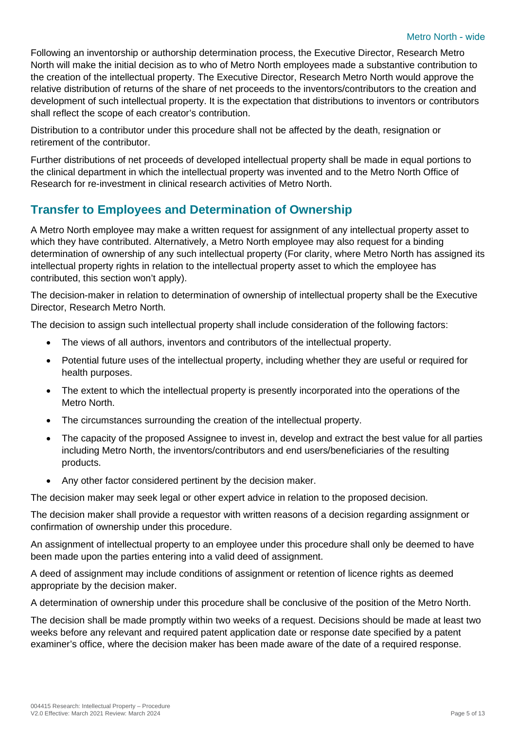Following an inventorship or authorship determination process, the Executive Director, Research Metro North will make the initial decision as to who of Metro North employees made a substantive contribution to the creation of the intellectual property. The Executive Director, Research Metro North would approve the relative distribution of returns of the share of net proceeds to the inventors/contributors to the creation and development of such intellectual property. It is the expectation that distributions to inventors or contributors shall reflect the scope of each creator's contribution.

Distribution to a contributor under this procedure shall not be affected by the death, resignation or retirement of the contributor.

Further distributions of net proceeds of developed intellectual property shall be made in equal portions to the clinical department in which the intellectual property was invented and to the Metro North Office of Research for re-investment in clinical research activities of Metro North.

## Transfer to Employees and Determination of Ownership

A Metro North employee may make a written request for assignment of any intellectual property asset to which they have contributed. Alternatively, a Metro North employee may also request for a binding determination of ownership of any such intellectual property (For clarity, where Metro North has assigned its intellectual property rights in relation to the intellectual property asset to which the employee has contributed, this section won't apply).

The decision-maker in relation to determination of ownership of intellectual property shall be the Executive Director, Research Metro North.

The decision to assign such intellectual property shall include consideration of the following factors:

- The views of all authors, inventors and contributors of the intellectual property.
- Potential future uses of the intellectual property, including whether they are useful or required for health purposes.
- The extent to which the intellectual property is presently incorporated into the operations of the Metro North.
- The circumstances surrounding the creation of the intellectual property.
- The capacity of the proposed Assignee to invest in, develop and extract the best value for all parties including Metro North, the inventors/contributors and end users/beneficiaries of the resulting products.
- Any other factor considered pertinent by the decision maker.

The decision maker may seek legal or other expert advice in relation to the proposed decision.

The decision maker shall provide a requestor with written reasons of a decision regarding assignment or confirmation of ownership under this procedure.

An assignment of intellectual property to an employee under this procedure shall only be deemed to have been made upon the parties entering into a valid deed of assignment.

A deed of assignment may include conditions of assignment or retention of licence rights as deemed appropriate by the decision maker.

A determination of ownership under this procedure shall be conclusive of the position of the Metro North.

The decision shall be made promptly within two weeks of a request. Decisions should be made at least two weeks before any relevant and required patent application date or response date specified by a patent examiner's office, where the decision maker has been made aware of the date of a required response.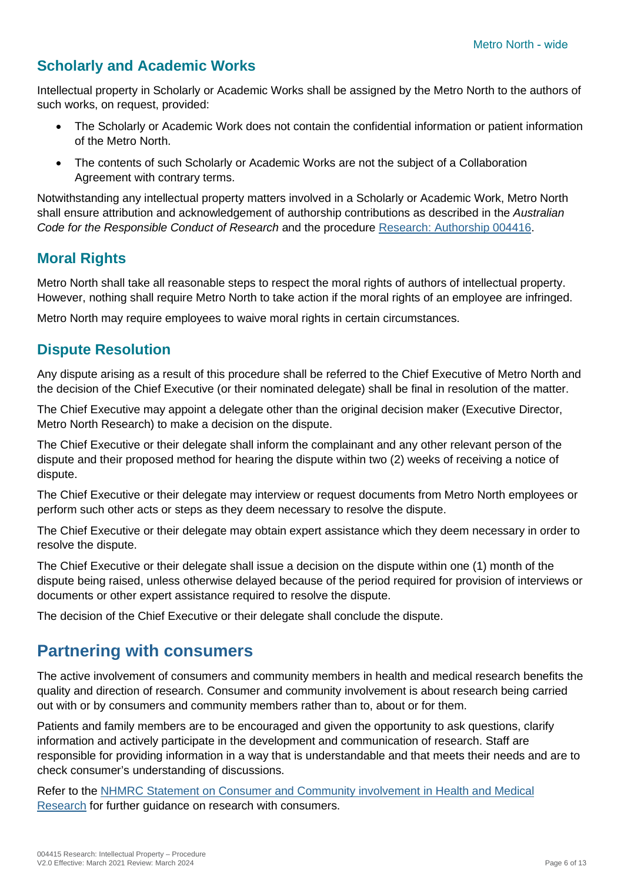## Scholarly and Academic Works

Intellectual property in Scholarly or Academic Works shall be assigned by the Metro North to the authors of such works, on request, provided:

- The Scholarly or Academic Work does not contain the confidential information or patient information of the Metro North.
- The contents of such Scholarly or Academic Works are not the subject of a Collaboration Agreement with contrary terms.

Notwithstanding any intellectual property matters involved in a Scholarly or Academic Work, Metro North shall ensure attribution and acknowledgement of authorship contributions as described in the *Australian Code for the Responsible Conduct of Research* and the procedure [Research: Authorship 004416](Research: Authorship 004416).

## Moral Rights

Metro North shall take all reasonable steps to respect the moral rights of authors of intellectual property. However, nothing shall require Metro North to take action if the moral rights of an employee are infringed.

Metro North may require employees to waive moral rights in certain circumstances.

## Dispute Resolution

Any dispute arising as a result of this procedure shall be referred to the Chief Executive of Metro North and the decision of the Chief Executive (or their nominated delegate) shall be final in resolution of the matter.

The Chief Executive may appoint a delegate other than the original decision maker (Executive Director, Metro North Research) to make a decision on the dispute.

The Chief Executive or their delegate shall inform the complainant and any other relevant person of the dispute and their proposed method for hearing the dispute within two (2) weeks of receiving a notice of dispute.

The Chief Executive or their delegate may interview or request documents from Metro North employees or perform such other acts or steps as they deem necessary to resolve the dispute.

The Chief Executive or their delegate may obtain expert assistance which they deem necessary in order to resolve the dispute.

The Chief Executive or their delegate shall issue a decision on the dispute within one (1) month of the dispute being raised, unless otherwise delayed because of the period required for provision of interviews or documents or other expert assistance required to resolve the dispute.

The decision of the Chief Executive or their delegate shall conclude the dispute.

# Partnering with consumers

The active involvement of consumers and community members in health and medical research benefits the quality and direction of research. Consumer and community involvement is about research being carried out with or by consumers and community members rather than to, about or for them.

Patients and family members are to be encouraged and given the opportunity to ask questions, clarify information and actively participate in the development and communication of research. Staff are responsible for providing information in a way that is understandable and that meets their needs and are to check consumer's understanding of discussions.

Refer to the NHMRC Statement on Consumer and Community involvement in Health and Medical Research for further guidance on research with consumers.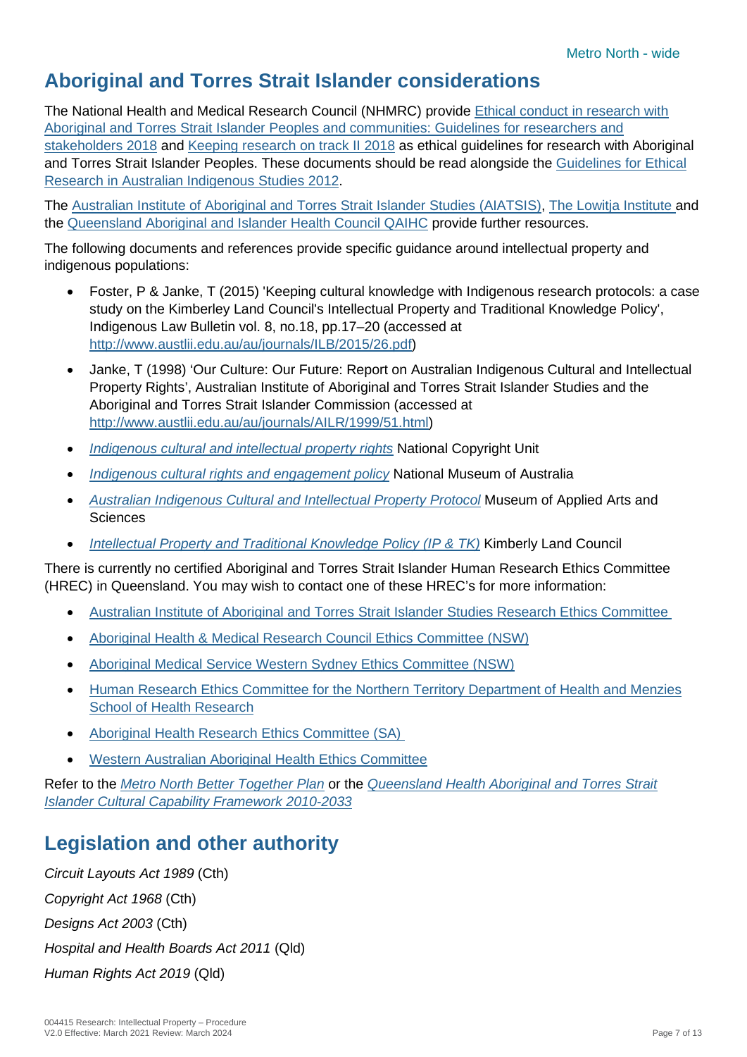## Aboriginal and Torres Strait Islander considerations

The National Health and Medical Research Council (NHMRC) provide Ethical conduct in research with Aboriginal and Torres Strait Islander Peoples and communities: Guidelines for researchers and stakeholders 2018 and Keeping research on track II 2018 as ethical guidelines for research with Aboriginal and Torres Strait Islander Peoples. These documents should be read alongside the Guidelines for Ethical Research in Australian Indigenous Studies 2012.

The Australian Institute of Aboriginal and Torres Strait Islander Studies (AIATSIS), The Lowitja Institute and the Queensland Aboriginal and Islander Health Council QAIHC provide further resources.

The following documents and references provide specific guidance around intellectual property and indigenous populations:

- Foster, P & Janke, T (2015) 'Keeping cultural knowledge with Indigenous research protocols: a case study on the Kimberley Land Council's Intellectual Property and Traditional Knowledge Policy', Indigenous Law Bulletin vol. 8, no.18, pp.17–20 (accessed at http://www.austlii.edu.au/au/journals/ILB/2015/26.pdf)
- Janke, T (1998) 'Our Culture: Our Future: Report on Australian Indigenous Cultural and Intellectual Property Rights', Australian Institute of Aboriginal and Torres Strait Islander Studies and the Aboriginal and Torres Strait Islander Commission (accessed at http://www.austlii.edu.au/au/journals/AILR/1999/51.html)
- *Indigenous cultural and intellectual property rights* National Copyright Unit
- *Indigenous cultural rights and engagement policy* National Museum of Australia
- *Australian Indigenous Cultural and Intellectual Property Protocol* Museum of Applied Arts and Sciences
- *Intellectual Property and Traditional Knowledge Policy (IP & TK)* Kimberly Land Council

There is currently no certified Aboriginal and Torres Strait Islander Human Research Ethics Committee (HREC) in Queensland. You may wish to contact one of these HREC's for more information:

- Australian Institute of Aboriginal and Torres Strait Islander Studies Research Ethics Committee
- Aboriginal Health & Medical Research Council Ethics Committee (NSW)
- Aboriginal Medical Service Western Sydney Ethics Committee (NSW)
- Human Research Ethics Committee for the Northern Territory Department of Health and Menzies School of Health Research
- Aboriginal Health Research Ethics Committee (SA)
- Western Australian Aboriginal Health Ethics Committee

Refer to the *Metro North Better Together Plan* or the *Queensland Health Aboriginal and Torres Strait Islander Cultural Capability Framework 2010-2033*

## Legislation and other authority

*Circuit Layouts Act 1989* (Cth)

*Copyright Act 1968* (Cth)

*Designs Act 2003* (Cth)

*Hospital and Health Boards Act 2011* (Qld)

*Human Rights Act 2019* (Qld)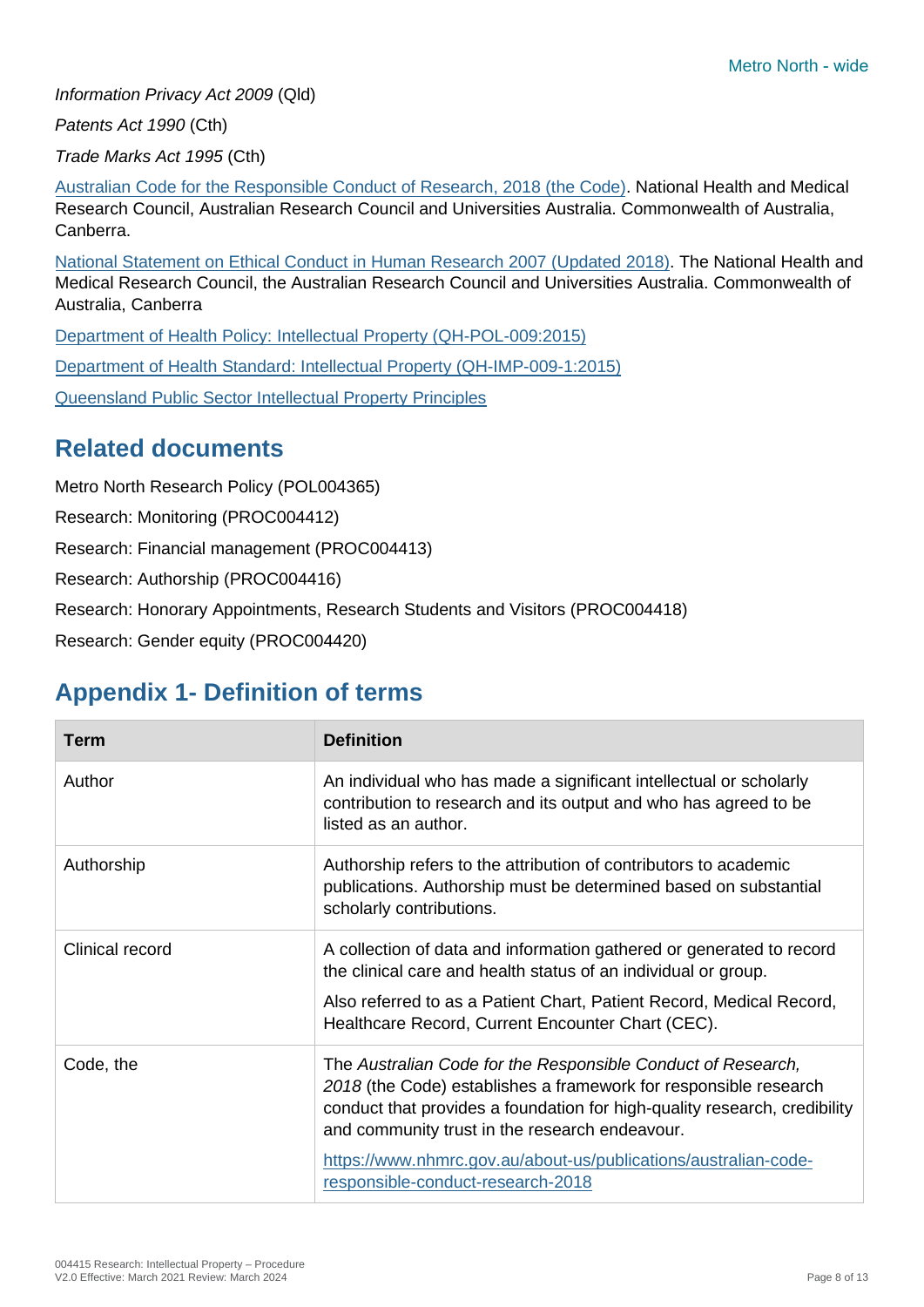*Information Privacy Act 2009* (Qld)

*Patents Act 1990* (Cth)

*Trade Marks Act 1995* (Cth)

[Australian Code for the Responsible Conduct of Research, 2018 (the Code)](https://www.nhmrc.gov.au/about-us/publications/australian-code-responsible-conduct-research-2018). National Health and Medical Research Council, Australian Research Council and Universities Australia. Commonwealth of Australia, Canberra.

National Statement on Ethical Conduct in Human Research 2007 (Updated 2018). The National Health and Medical Research Council, the Australian Research Council and Universities Australia. Commonwealth of Australia, Canberra

Department of Health Policy: Intellectual Property (QH-POL-009:2015)

Department of Health Standard: Intellectual Property (QH-IMP-009-1:2015)

Queensland Public Sector Intellectual Property Principles

## Related documents

Metro North Research Policy (POL004365)

Research: Monitoring (PROC004412)

Research: Financial management (PROC004413)

Research: Authorship (PROC004416)

Research: Honorary Appointments, Research Students and Visitors (PROC004418)

Research: Gender equity (PROC004420)

## Appendix 1- Definition of terms

| Term | Definition |
|---|---|
| Author | An individual who has made a significant intellectual or scholarly contribution to research and its output and who has agreed to be listed as an author. |
| Authorship | Authorship refers to the attribution of contributors to academic publications. Authorship must be determined based on substantial scholarly contributions. |
| Clinical record | A collection of data and information gathered or generated to record the clinical care and health status of an individual or group.<br><br>Also referred to as a Patient Chart, Patient Record, Medical Record, Healthcare Record, Current Encounter Chart (CEC). |
| Code, the | The *Australian Code for the Responsible Conduct of Research, 2018* (the Code) establishes a framework for responsible research conduct that provides a foundation for high-quality research, credibility and community trust in the research endeavour.<br><br>https://www.nhmrc.gov.au/about-us/publications/australian-code-responsible-conduct-research-2018 |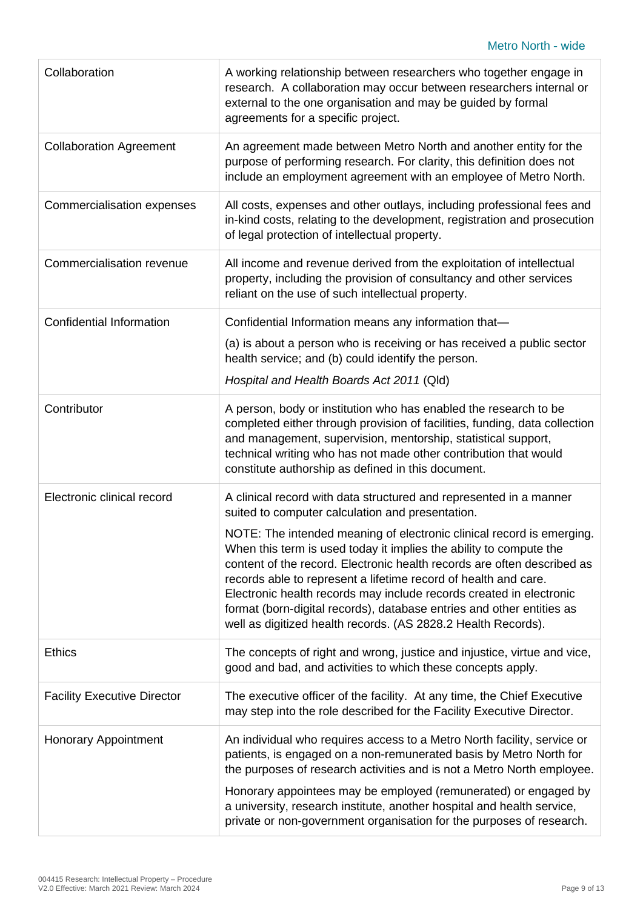| | |
|---|---|
| Collaboration | A working relationship between researchers who together engage in research. A collaboration may occur between researchers internal or external to the one organisation and may be guided by formal agreements for a specific project. |
| Collaboration Agreement | An agreement made between Metro North and another entity for the purpose of performing research. For clarity, this definition does not include an employment agreement with an employee of Metro North. |
| Commercialisation expenses | All costs, expenses and other outlays, including professional fees and in-kind costs, relating to the development, registration and prosecution of legal protection of intellectual property. |
| Commercialisation revenue | All income and revenue derived from the exploitation of intellectual property, including the provision of consultancy and other services reliant on the use of such intellectual property. |
| Confidential Information | Confidential Information means any information that—<br><br>(a) is about a person who is receiving or has received a public sector health service; and (b) could identify the person.<br><br>*Hospital and Health Boards Act 2011* (Qld) |
| Contributor | A person, body or institution who has enabled the research to be completed either through provision of facilities, funding, data collection and management, supervision, mentorship, statistical support, technical writing who has not made other contribution that would constitute authorship as defined in this document. |
| Electronic clinical record | A clinical record with data structured and represented in a manner suited to computer calculation and presentation.<br><br>NOTE: The intended meaning of electronic clinical record is emerging. When this term is used today it implies the ability to compute the content of the record. Electronic health records are often described as records able to represent a lifetime record of health and care. Electronic health records may include records created in electronic format (born-digital records), database entries and other entities as well as digitized health records. (AS 2828.2 Health Records). |
| Ethics | The concepts of right and wrong, justice and injustice, virtue and vice, good and bad, and activities to which these concepts apply. |
| Facility Executive Director | The executive officer of the facility. At any time, the Chief Executive may step into the role described for the Facility Executive Director. |
| Honorary Appointment | An individual who requires access to a Metro North facility, service or patients, is engaged on a non-remunerated basis by Metro North for the purposes of research activities and is not a Metro North employee.<br><br>Honorary appointees may be employed (remunerated) or engaged by a university, research institute, another hospital and health service, private or non-government organisation for the purposes of research. |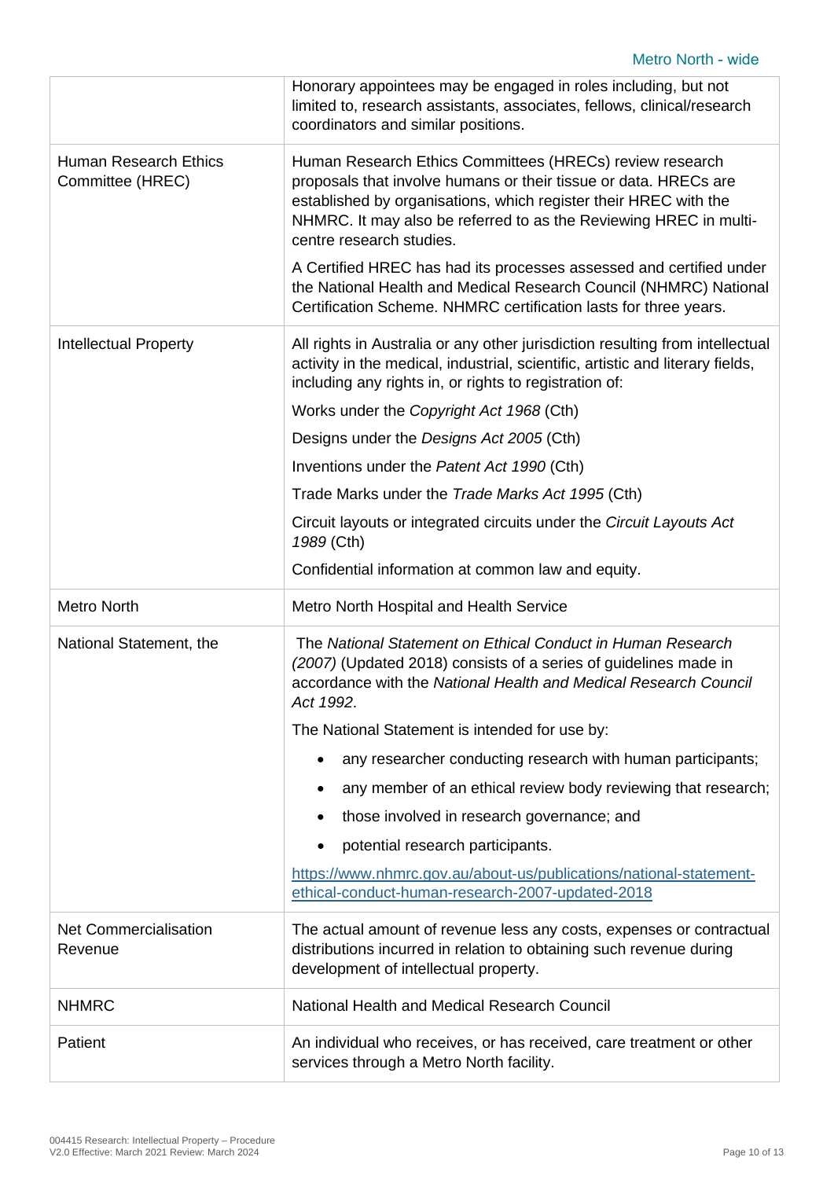| | |
|---|---|
| | Honorary appointees may be engaged in roles including, but not limited to, research assistants, associates, fellows, clinical/research coordinators and similar positions. |
| Human Research Ethics Committee (HREC) | Human Research Ethics Committees (HRECs) review research proposals that involve humans or their tissue or data. HRECs are established by organisations, which register their HREC with the NHMRC. It may also be referred to as the Reviewing HREC in multi-centre research studies.<br><br>A Certified HREC has had its processes assessed and certified under the National Health and Medical Research Council (NHMRC) National Certification Scheme. NHMRC certification lasts for three years. |
| Intellectual Property | All rights in Australia or any other jurisdiction resulting from intellectual activity in the medical, industrial, scientific, artistic and literary fields, including any rights in, or rights to registration of:<br><br>Works under the *Copyright Act 1968* (Cth)<br><br>Designs under the *Designs Act 2005* (Cth)<br><br>Inventions under the *Patent Act 1990* (Cth)<br><br>Trade Marks under the *Trade Marks Act 1995* (Cth)<br><br>Circuit layouts or integrated circuits under the *Circuit Layouts Act 1989* (Cth)<br><br>Confidential information at common law and equity. |
| Metro North | Metro North Hospital and Health Service |
| National Statement, the | The *National Statement on Ethical Conduct in Human Research (2007)* (Updated 2018) consists of a series of guidelines made in accordance with the *National Health and Medical Research Council Act 1992*.<br><br>The National Statement is intended for use by:<br><br>• any researcher conducting research with human participants;<br>• any member of an ethical review body reviewing that research;<br>• those involved in research governance; and<br>• potential research participants.<br><br>https://www.nhmrc.gov.au/about-us/publications/national-statement-ethical-conduct-human-research-2007-updated-2018 |
| Net Commercialisation Revenue | The actual amount of revenue less any costs, expenses or contractual distributions incurred in relation to obtaining such revenue during development of intellectual property. |
| NHMRC | National Health and Medical Research Council |
| Patient | An individual who receives, or has received, care treatment or other services through a Metro North facility. |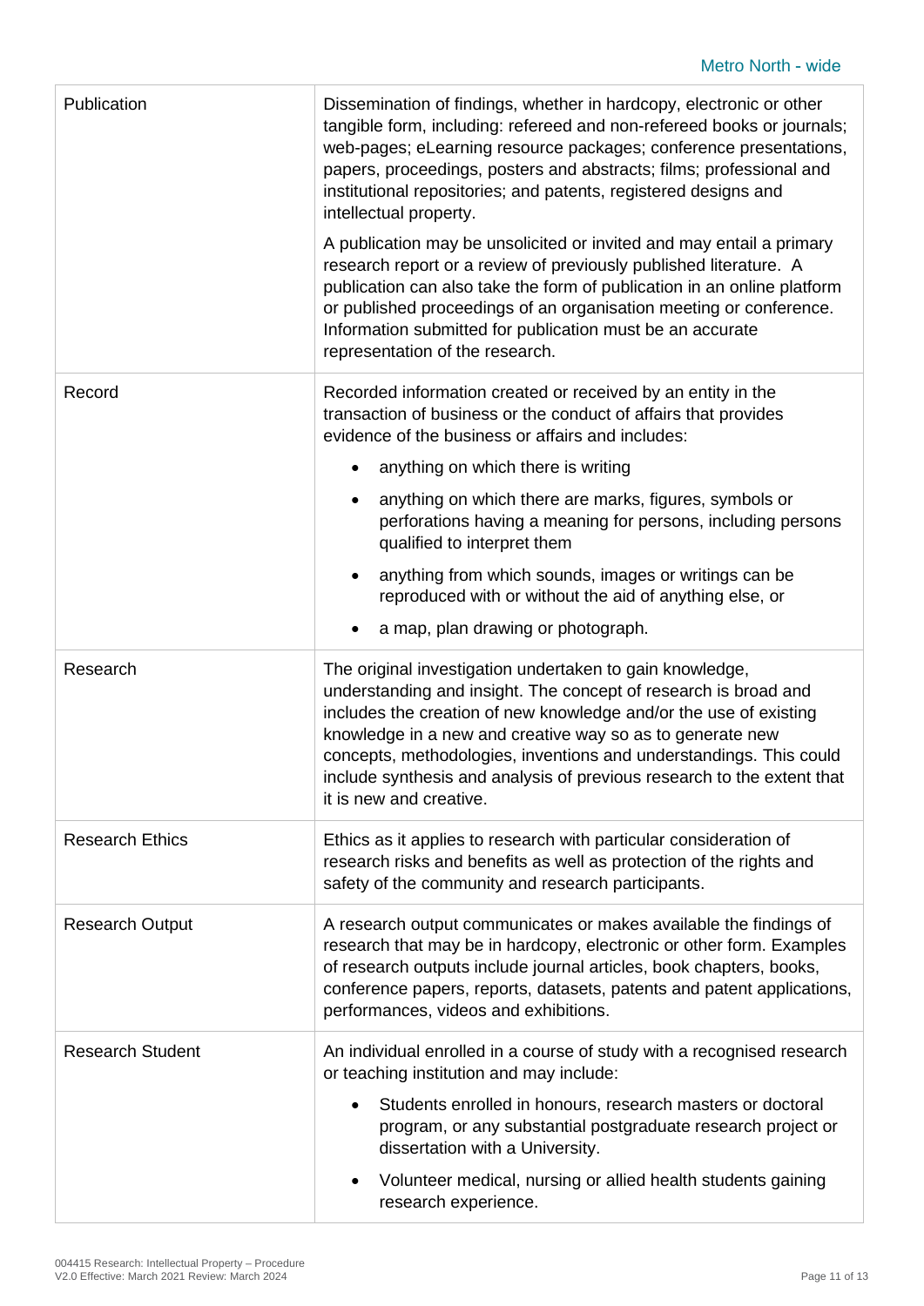| | |
|---|---|
| Publication | Dissemination of findings, whether in hardcopy, electronic or other tangible form, including: refereed and non-refereed books or journals; web-pages; eLearning resource packages; conference presentations, papers, proceedings, posters and abstracts; films; professional and institutional repositories; and patents, registered designs and intellectual property.<br><br>A publication may be unsolicited or invited and may entail a primary research report or a review of previously published literature. A publication can also take the form of publication in an online platform or published proceedings of an organisation meeting or conference. Information submitted for publication must be an accurate representation of the research. |
| Record | Recorded information created or received by an entity in the transaction of business or the conduct of affairs that provides evidence of the business or affairs and includes:<br><br>• anything on which there is writing<br>• anything on which there are marks, figures, symbols or perforations having a meaning for persons, including persons qualified to interpret them<br>• anything from which sounds, images or writings can be reproduced with or without the aid of anything else, or<br>• a map, plan drawing or photograph. |
| Research | The original investigation undertaken to gain knowledge, understanding and insight. The concept of research is broad and includes the creation of new knowledge and/or the use of existing knowledge in a new and creative way so as to generate new concepts, methodologies, inventions and understandings. This could include synthesis and analysis of previous research to the extent that it is new and creative. |
| Research Ethics | Ethics as it applies to research with particular consideration of research risks and benefits as well as protection of the rights and safety of the community and research participants. |
| Research Output | A research output communicates or makes available the findings of research that may be in hardcopy, electronic or other form. Examples of research outputs include journal articles, book chapters, books, conference papers, reports, datasets, patents and patent applications, performances, videos and exhibitions. |
| Research Student | An individual enrolled in a course of study with a recognised research or teaching institution and may include:<br><br>• Students enrolled in honours, research masters or doctoral program, or any substantial postgraduate research project or dissertation with a University.<br>• Volunteer medical, nursing or allied health students gaining research experience. |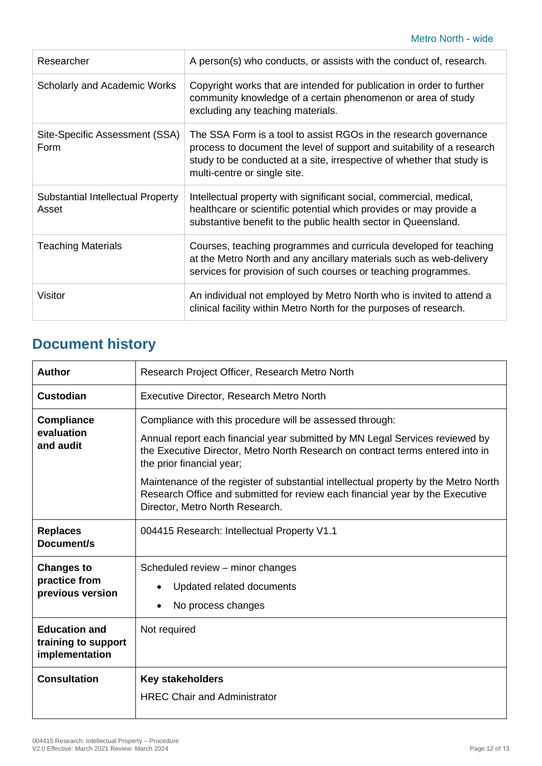| Researcher | A person(s) who conducts, or assists with the conduct of, research. |
|---|---|
| Scholarly and Academic Works | Copyright works that are intended for publication in order to further community knowledge of a certain phenomenon or area of study excluding any teaching materials. |
| Site-Specific Assessment (SSA) Form | The SSA Form is a tool to assist RGOs in the research governance process to document the level of support and suitability of a research study to be conducted at a site, irrespective of whether that study is multi-centre or single site. |
| Substantial Intellectual Property Asset | Intellectual property with significant social, commercial, medical, healthcare or scientific potential which provides or may provide a substantive benefit to the public health sector in Queensland. |
| Teaching Materials | Courses, teaching programmes and curricula developed for teaching at the Metro North and any ancillary materials such as web-delivery services for provision of such courses or teaching programmes. |
| Visitor | An individual not employed by Metro North who is invited to attend a clinical facility within Metro North for the purposes of research. |

## Document history

| **Author** | Research Project Officer, Research Metro North |
|---|---|
| **Custodian** | Executive Director, Research Metro North |
| **Compliance evaluation and audit** | Compliance with this procedure will be assessed through:<br><br>Annual report each financial year submitted by MN Legal Services reviewed by the Executive Director, Metro North Research on contract terms entered into in the prior financial year;<br><br>Maintenance of the register of substantial intellectual property by the Metro North Research Office and submitted for review each financial year by the Executive Director, Metro North Research. |
| **Replaces Document/s** | 004415 Research: Intellectual Property V1.1 |
| **Changes to practice from previous version** | Scheduled review – minor changes<br>• Updated related documents<br>• No process changes |
| **Education and training to support implementation** | Not required |
| **Consultation** | **Key stakeholders**<br><br>HREC Chair and Administrator |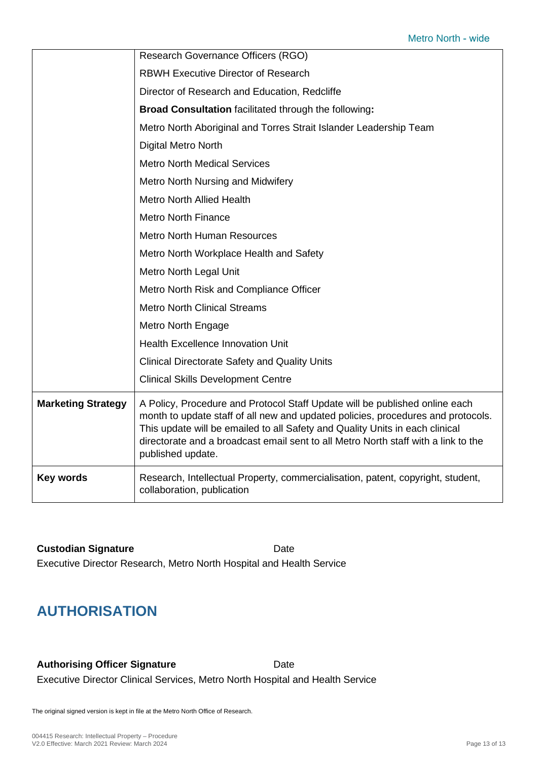| | |
|---|---|
| | Research Governance Officers (RGO) |
| | RBWH Executive Director of Research |
| | Director of Research and Education, Redcliffe |
| | **Broad Consultation** facilitated through the following**:** |
| | Metro North Aboriginal and Torres Strait Islander Leadership Team |
| | Digital Metro North |
| | Metro North Medical Services |
| | Metro North Nursing and Midwifery |
| | Metro North Allied Health |
| | Metro North Finance |
| | Metro North Human Resources |
| | Metro North Workplace Health and Safety |
| | Metro North Legal Unit |
| | Metro North Risk and Compliance Officer |
| | Metro North Clinical Streams |
| | Metro North Engage |
| | Health Excellence Innovation Unit |
| | Clinical Directorate Safety and Quality Units |
| | Clinical Skills Development Centre |
| **Marketing Strategy** | A Policy, Procedure and Protocol Staff Update will be published online each month to update staff of all new and updated policies, procedures and protocols. This update will be emailed to all Safety and Quality Units in each clinical directorate and a broadcast email sent to all Metro North staff with a link to the published update. |
| **Key words** | Research, Intellectual Property, commercialisation, patent, copyright, student, collaboration, publication |

**Custodian Signature** Date

Executive Director Research, Metro North Hospital and Health Service

## AUTHORISATION

**Authorising Officer Signature** Date

Executive Director Clinical Services, Metro North Hospital and Health Service

The original signed version is kept in file at the Metro North Office of Research.